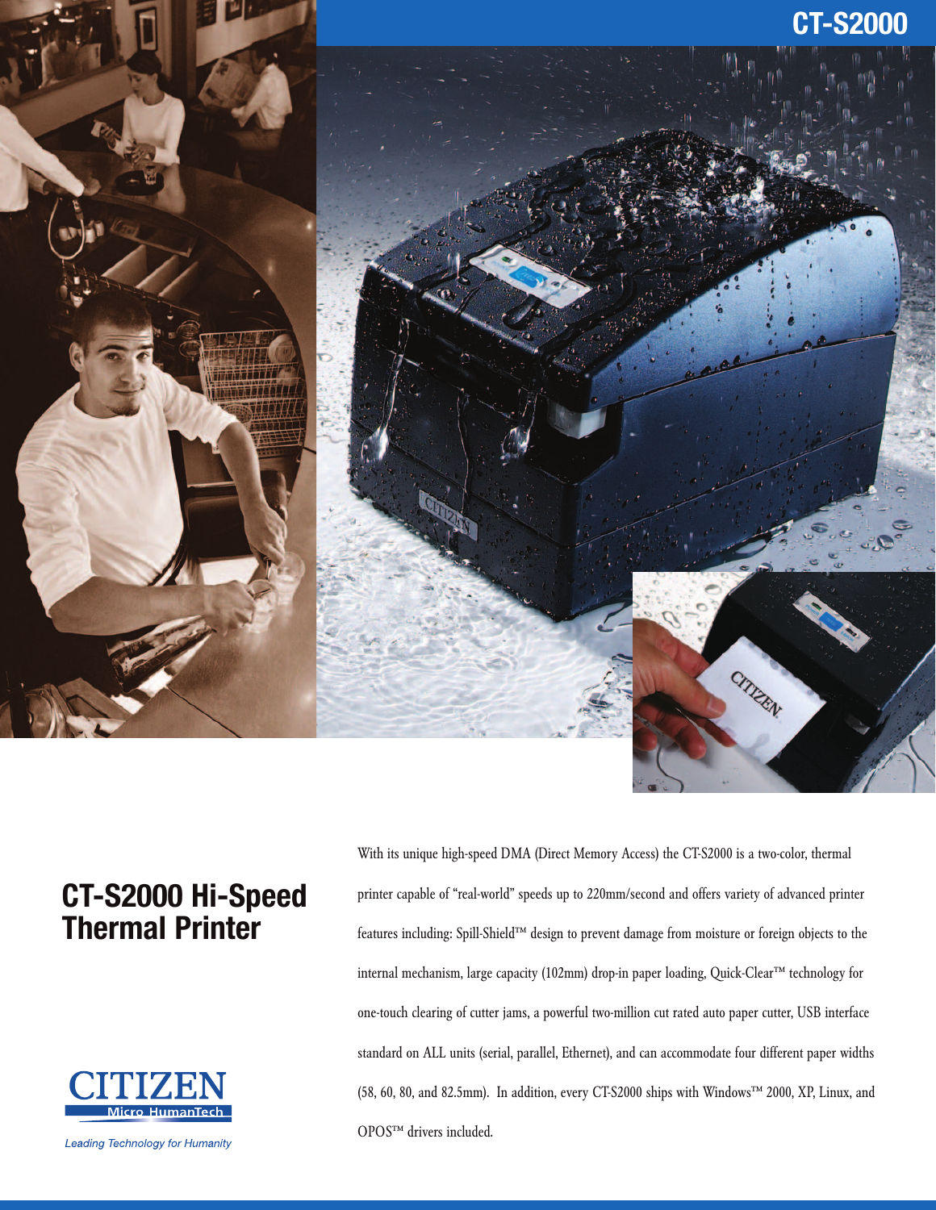# CT-S2000

## CT-S2000 Hi-Speed Thermal Printer

With its unique high-speed DMA (Direct Memory Access) the CT-S2000 is a two-color, thermal printer capable of "real-world" speeds up to 220mm/second and offers variety of advanced printer features including: Spill-Shield™ design to prevent damage from moisture or foreign objects to the internal mechanism, large capacity (102mm) drop-in paper loading, Quick-Clear™ technology for one-touch clearing of cutter jams, a powerful two-million cut rated auto paper cutter, USB interface standard on ALL units (serial, parallel, Ethernet), and can accommodate four different paper widths (58, 60, 80, and 82.5mm). In addition, every CT-S2000 ships with Windows™ 2000, XP, Linux, and OPOS™ drivers included.

CITIZEN
Micro HumanTech

*Leading Technology for Humanity*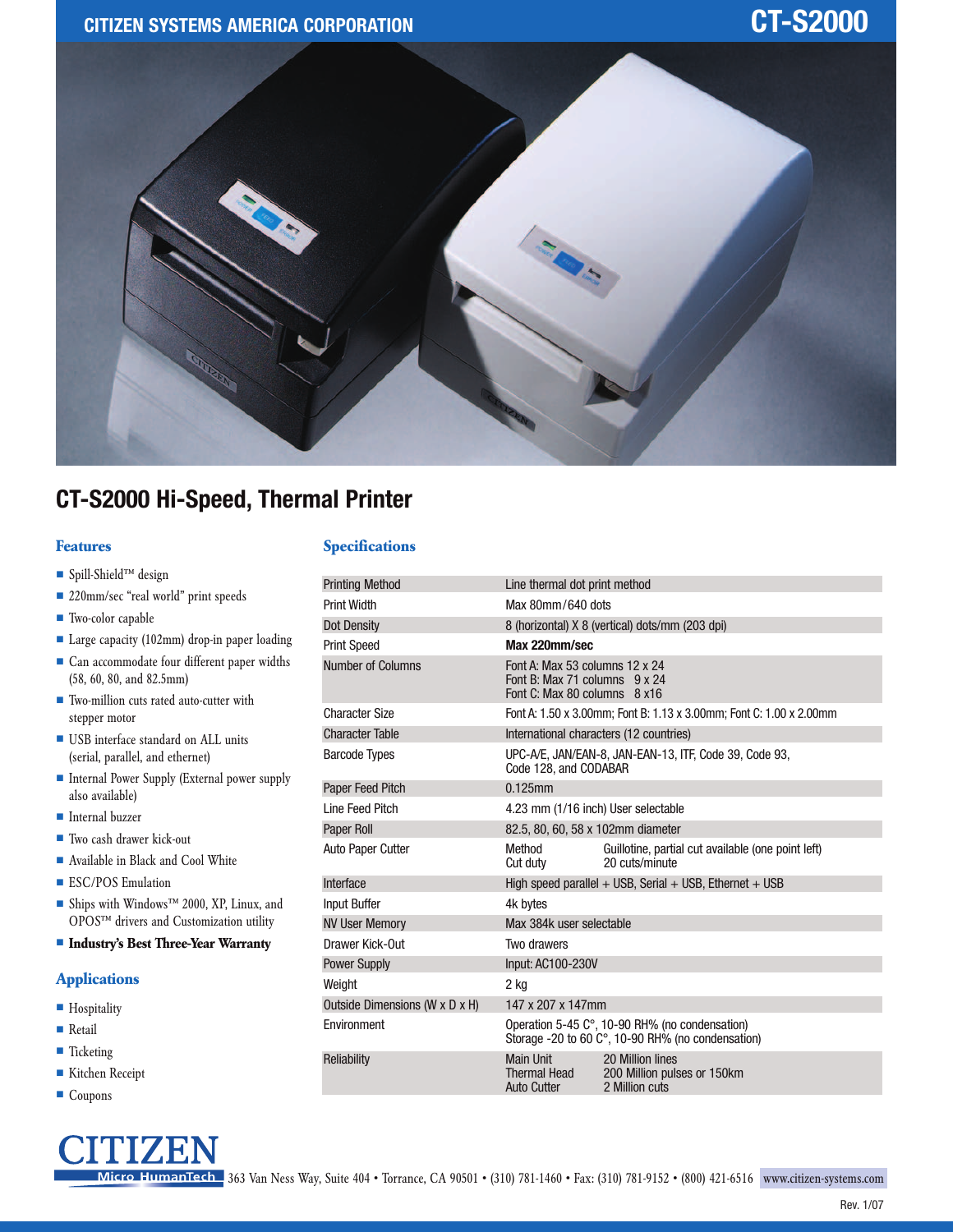CITIZEN SYSTEMS AMERICA CORPORATION

# CT-S2000

## CT-S2000 Hi-Speed, Thermal Printer

### Features

- Spill-Shield™ design
- 220mm/sec "real world" print speeds
- Two-color capable
- Large capacity (102mm) drop-in paper loading
- Can accommodate four different paper widths (58, 60, 80, and 82.5mm)
- Two-million cuts rated auto-cutter with stepper motor
- USB interface standard on ALL units (serial, parallel, and ethernet)
- Internal Power Supply (External power supply also available)
- Internal buzzer
- Two cash drawer kick-out
- Available in Black and Cool White
- ESC/POS Emulation
- Ships with Windows™ 2000, XP, Linux, and OPOS™ drivers and Customization utility
- **Industry's Best Three-Year Warranty**

### Applications

- Hospitality
- Retail
- Ticketing
- Kitchen Receipt
- Coupons

### Specifications

| | |
|---|---|
| Printing Method | Line thermal dot print method |
| Print Width | Max 80mm/640 dots |
| Dot Density | 8 (horizontal) X 8 (vertical) dots/mm (203 dpi) |
| Print Speed | **Max 220mm/sec** |
| Number of Columns | Font A: Max 53 columns 12 x 24<br>Font B: Max 71 columns 9 x 24<br>Font C: Max 80 columns 8 x16 |
| Character Size | Font A: 1.50 x 3.00mm; Font B: 1.13 x 3.00mm; Font C: 1.00 x 2.00mm |
| Character Table | International characters (12 countries) |
| Barcode Types | UPC-A/E, JAN/EAN-8, JAN-EAN-13, ITF, Code 39, Code 93, Code 128, and CODABAR |
| Paper Feed Pitch | 0.125mm |
| Line Feed Pitch | 4.23 mm (1/16 inch) User selectable |
| Paper Roll | 82.5, 80, 60, 58 x 102mm diameter |
| Auto Paper Cutter | Method: Guillotine, partial cut available (one point left)<br>Cut duty: 20 cuts/minute |
| Interface | High speed parallel + USB, Serial + USB, Ethernet + USB |
| Input Buffer | 4k bytes |
| NV User Memory | Max 384k user selectable |
| Drawer Kick-Out | Two drawers |
| Power Supply | Input: AC100-230V |
| Weight | 2 kg |
| Outside Dimensions (W x D x H) | 147 x 207 x 147mm |
| Environment | Operation 5-45 C°, 10-90 RH% (no condensation)<br>Storage -20 to 60 C°, 10-90 RH% (no condensation) |
| Reliability | Main Unit: 20 Million lines<br>Thermal Head: 200 Million pulses or 150km<br>Auto Cutter: 2 Million cuts |

CITIZEN Micro HumanTech

363 Van Ness Way, Suite 404 • Torrance, CA 90501 • (310) 781-1460 • Fax: (310) 781-9152 • (800) 421-6516 www.citizen-systems.com

Rev. 1/07